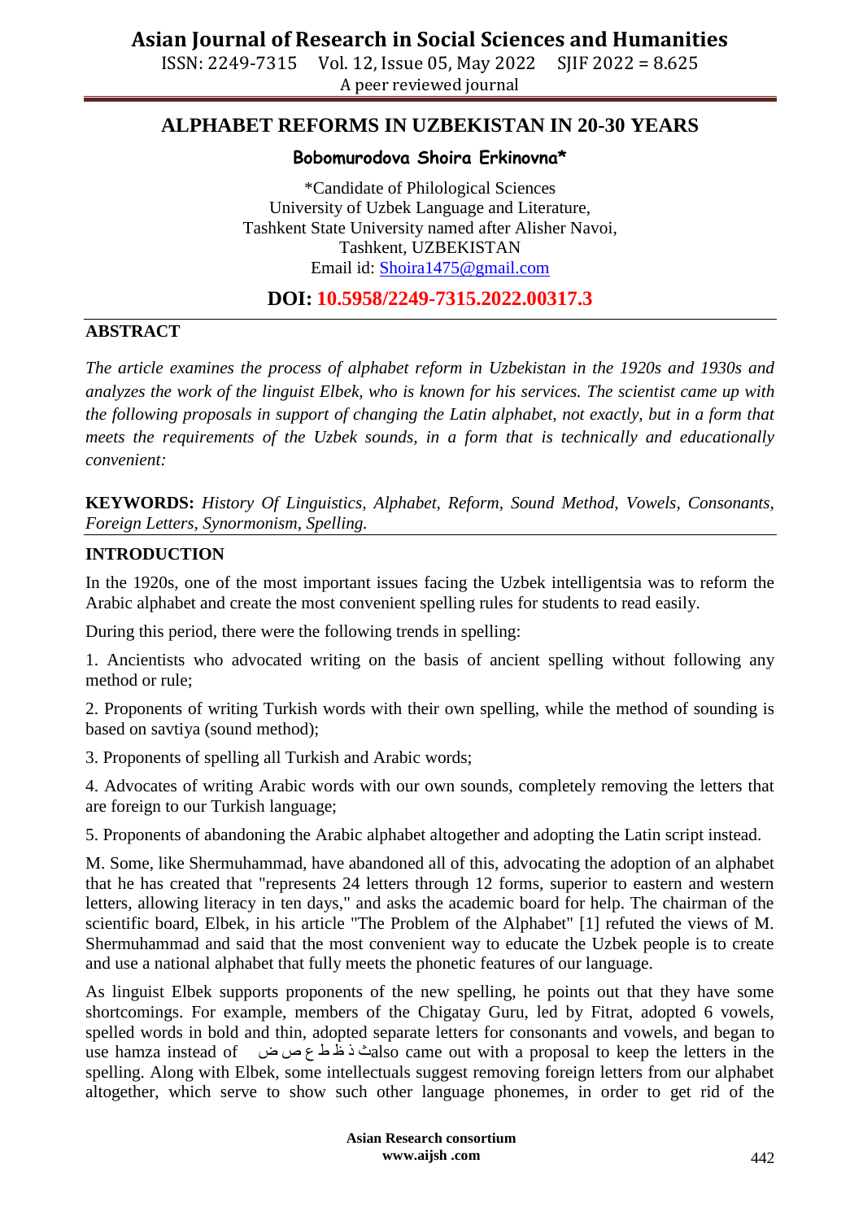# ALPHABET REFORMS IN UZBEKISTAN IN 20-30 YEARS

**Bobomurodova Shoira Erkinovna***

*Candidate of Philological Sciences
University of Uzbek Language and Literature,
Tashkent State University named after Alisher Navoi,
Tashkent, UZBEKISTAN
Email id: Shoira1475@gmail.com

**DOI: 10.5958/2249-7315.2022.00317.3**

## ABSTRACT

*The article examines the process of alphabet reform in Uzbekistan in the 1920s and 1930s and analyzes the work of the linguist Elbek, who is known for his services. The scientist came up with the following proposals in support of changing the Latin alphabet, not exactly, but in a form that meets the requirements of the Uzbek sounds, in a form that is technically and educationally convenient:*

**KEYWORDS:** *History Of Linguistics, Alphabet, Reform, Sound Method, Vowels, Consonants, Foreign Letters, Synormonism, Spelling.*

## INTRODUCTION

In the 1920s, one of the most important issues facing the Uzbek intelligentsia was to reform the Arabic alphabet and create the most convenient spelling rules for students to read easily.

During this period, there were the following trends in spelling:

1. Ancientists who advocated writing on the basis of ancient spelling without following any method or rule;
2. Proponents of writing Turkish words with their own spelling, while the method of sounding is based on savtiya (sound method);
3. Proponents of spelling all Turkish and Arabic words;
4. Advocates of writing Arabic words with our own sounds, completely removing the letters that are foreign to our Turkish language;
5. Proponents of abandoning the Arabic alphabet altogether and adopting the Latin script instead.

M. Some, like Shermuhammad, have abandoned all of this, advocating the adoption of an alphabet that he has created that "represents 24 letters through 12 forms, superior to eastern and western letters, allowing literacy in ten days," and asks the academic board for help. The chairman of the scientific board, Elbek, in his article "The Problem of the Alphabet" [1] refuted the views of M. Shermuhammad and said that the most convenient way to educate the Uzbek people is to create and use a national alphabet that fully meets the phonetic features of our language.

As linguist Elbek supports proponents of the new spelling, he points out that they have some shortcomings. For example, members of the Chigatay Guru, led by Fitrat, adopted 6 vowels, spelled words in bold and thin, adopted separate letters for consonants and vowels, and began to use hamza instead of ث ذ ظ ط ع ص ض also came out with a proposal to keep the letters in the spelling. Along with Elbek, some intellectuals suggest removing foreign letters from our alphabet altogether, which serve to show such other language phonemes, in order to get rid of the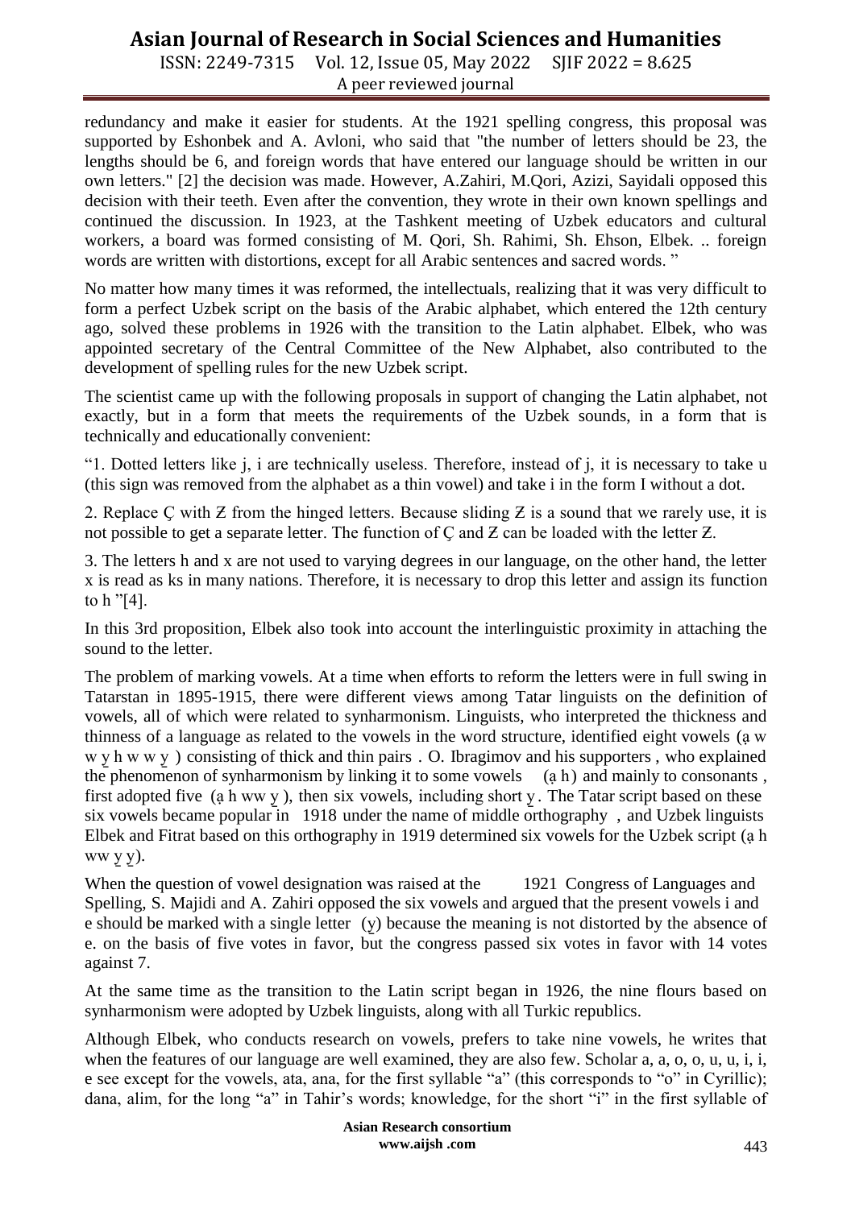redundancy and make it easier for students. At the 1921 spelling congress, this proposal was supported by Eshonbek and A. Avloni, who said that "the number of letters should be 23, the lengths should be 6, and foreign words that have entered our language should be written in our own letters." [2] the decision was made. However, A.Zahiri, M.Qori, Azizi, Sayidali opposed this decision with their teeth. Even after the convention, they wrote in their own known spellings and continued the discussion. In 1923, at the Tashkent meeting of Uzbek educators and cultural workers, a board was formed consisting of M. Qori, Sh. Rahimi, Sh. Ehson, Elbek. .. foreign words are written with distortions, except for all Arabic sentences and sacred words. "

No matter how many times it was reformed, the intellectuals, realizing that it was very difficult to form a perfect Uzbek script on the basis of the Arabic alphabet, which entered the 12th century ago, solved these problems in 1926 with the transition to the Latin alphabet. Elbek, who was appointed secretary of the Central Committee of the New Alphabet, also contributed to the development of spelling rules for the new Uzbek script.

The scientist came up with the following proposals in support of changing the Latin alphabet, not exactly, but in a form that meets the requirements of the Uzbek sounds, in a form that is technically and educationally convenient:

"1. Dotted letters like j, i are technically useless. Therefore, instead of j, it is necessary to take u (this sign was removed from the alphabet as a thin vowel) and take i in the form I without a dot.

2. Replace Ç with Ƶ from the hinged letters. Because sliding Ƶ is a sound that we rarely use, it is not possible to get a separate letter. The function of Ç and Ƶ can be loaded with the letter Ƶ.

3. The letters h and x are not used to varying degrees in our language, on the other hand, the letter x is read as ks in many nations. Therefore, it is necessary to drop this letter and assign its function to h "[4].

In this 3rd proposition, Elbek also took into account the interlinguistic proximity in attaching the sound to the letter.

The problem of marking vowels. At a time when efforts to reform the letters were in full swing in Tatarstan in 1895-1915, there were different views among Tatar linguists on the definition of vowels, all of which were related to synharmonism. Linguists, who interpreted the thickness and thinness of a language as related to the vowels in the word structure, identified eight vowels (ạ w w y̲ h w w y̲ ) consisting of thick and thin pairs . O. Ibragimov and his supporters , who explained the phenomenon of synharmonism by linking it to some vowels (ạ h) and mainly to consonants , first adopted five (ạ h ww y̲ ), then six vowels, including short y̲ . The Tatar script based on these six vowels became popular in 1918 under the name of middle orthography , and Uzbek linguists Elbek and Fitrat based on this orthography in 1919 determined six vowels for the Uzbek script (ạ h ww y̲ y̲).

When the question of vowel designation was raised at the 1921 Congress of Languages and Spelling, S. Majidi and A. Zahiri opposed the six vowels and argued that the present vowels i and e should be marked with a single letter (y̲) because the meaning is not distorted by the absence of e. on the basis of five votes in favor, but the congress passed six votes in favor with 14 votes against 7.

At the same time as the transition to the Latin script began in 1926, the nine flours based on synharmonism were adopted by Uzbek linguists, along with all Turkic republics.

Although Elbek, who conducts research on vowels, prefers to take nine vowels, he writes that when the features of our language are well examined, they are also few. Scholar a, a, o, o, u, u, i, i, e see except for the vowels, ata, ana, for the first syllable "a" (this corresponds to "o" in Cyrillic); dana, alim, for the long "a" in Tahir's words; knowledge, for the short "i" in the first syllable of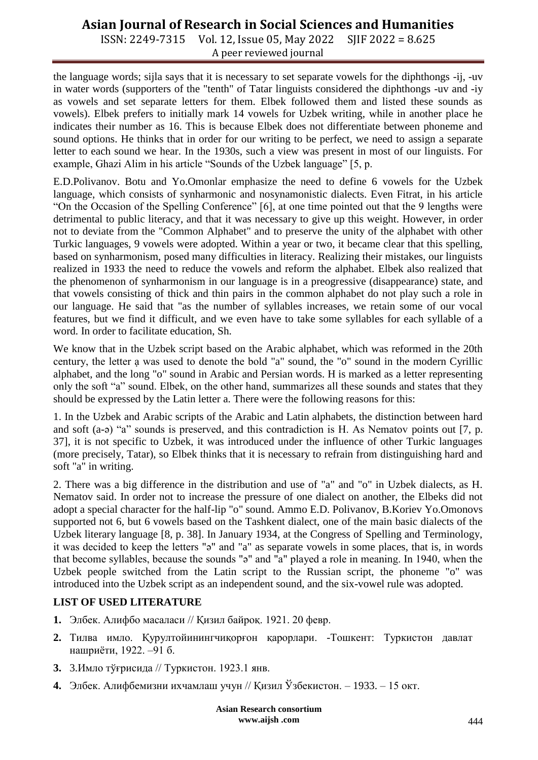the language words; sijla says that it is necessary to set separate vowels for the diphthongs -ij, -uv in water words (supporters of the "tenth" of Tatar linguists considered the diphthongs -uv and -iy as vowels and set separate letters for them. Elbek followed them and listed these sounds as vowels). Elbek prefers to initially mark 14 vowels for Uzbek writing, while in another place he indicates their number as 16. This is because Elbek does not differentiate between phoneme and sound options. He thinks that in order for our writing to be perfect, we need to assign a separate letter to each sound we hear. In the 1930s, such a view was present in most of our linguists. For example, Ghazi Alim in his article “Sounds of the Uzbek language” [5, p.

E.D.Polivanov. Botu and Yo.Omonlar emphasize the need to define 6 vowels for the Uzbek language, which consists of synharmonic and nosynamonistic dialects. Even Fitrat, in his article “On the Occasion of the Spelling Conference” [6], at one time pointed out that the 9 lengths were detrimental to public literacy, and that it was necessary to give up this weight. However, in order not to deviate from the "Common Alphabet" and to preserve the unity of the alphabet with other Turkic languages, 9 vowels were adopted. Within a year or two, it became clear that this spelling, based on synharmonism, posed many difficulties in literacy. Realizing their mistakes, our linguists realized in 1933 the need to reduce the vowels and reform the alphabet. Elbek also realized that the phenomenon of synharmonism in our language is in a preogressive (disappearance) state, and that vowels consisting of thick and thin pairs in the common alphabet do not play such a role in our language. He said that "as the number of syllables increases, we retain some of our vocal features, but we find it difficult, and we even have to take some syllables for each syllable of a word. In order to facilitate education, Sh.

We know that in the Uzbek script based on the Arabic alphabet, which was reformed in the 20th century, the letter ạ was used to denote the bold "a" sound, the "o" sound in the modern Cyrillic alphabet, and the long "o" sound in Arabic and Persian words. H is marked as a letter representing only the soft “a” sound. Elbek, on the other hand, summarizes all these sounds and states that they should be expressed by the Latin letter a. There were the following reasons for this:

1. In the Uzbek and Arabic scripts of the Arabic and Latin alphabets, the distinction between hard and soft (a-ə) “a” sounds is preserved, and this contradiction is H. As Nematov points out [7, p. 37], it is not specific to Uzbek, it was introduced under the influence of other Turkic languages (more precisely, Tatar), so Elbek thinks that it is necessary to refrain from distinguishing hard and soft "a" in writing.

2. There was a big difference in the distribution and use of "a" and "o" in Uzbek dialects, as H. Nematov said. In order not to increase the pressure of one dialect on another, the Elbeks did not adopt a special character for the half-lip "o" sound. Ammo E.D. Polivanov, B.Koriev Yo.Omonovs supported not 6, but 6 vowels based on the Tashkent dialect, one of the main basic dialects of the Uzbek literary language [8, p. 38]. In January 1934, at the Congress of Spelling and Terminology, it was decided to keep the letters "ə" and "a" as separate vowels in some places, that is, in words that become syllables, because the sounds "ə" and "a" played a role in meaning. In 1940, when the Uzbek people switched from the Latin script to the Russian script, the phoneme "o" was introduced into the Uzbek script as an independent sound, and the six-vowel rule was adopted.

## LIST OF USED LITERATURE

1. Элбек. Алифбо масаласи // Қизил байроқ. 1921. 20 февр.
2. Тилва имло. Қурултойинингчиқорған қарорлари. -Тошкент: Туркистон давлат нашриёти, 1922. –91 б.
3. З.Имло тўғрисида // Туркистон. 1923.1 янв.
4. Элбек. Алифбемизни ихчамлаш учун // Қизил Ўзбекистон. – 1933. – 15 окт.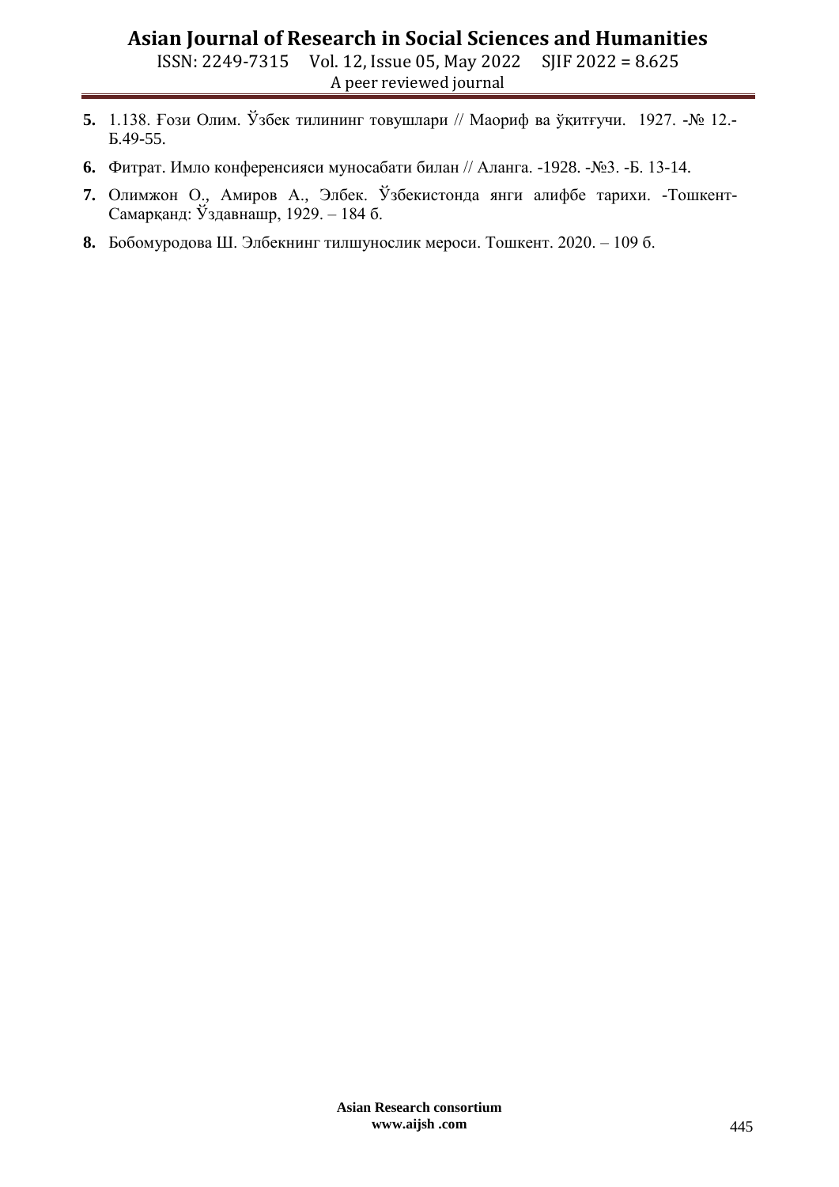5. 1.138. Ғози Олим. Ўзбек тилининг товушлари // Маориф ва ўқитғучи. 1927. -№ 12.- Б.49-55.
6. Фитрат. Имло конференсияси муносабати билан // Аланга. -1928. -№3. -Б. 13-14.
7. Олимжон О., Амиров А., Элбек. Ўзбекистонда янги алифбе тарихи. -Тошкент-Самарқанд: Ўздавнашр, 1929. – 184 б.
8. Бобомуродова Ш. Элбекнинг тилшунослик мероси. Тошкент. 2020. – 109 б.